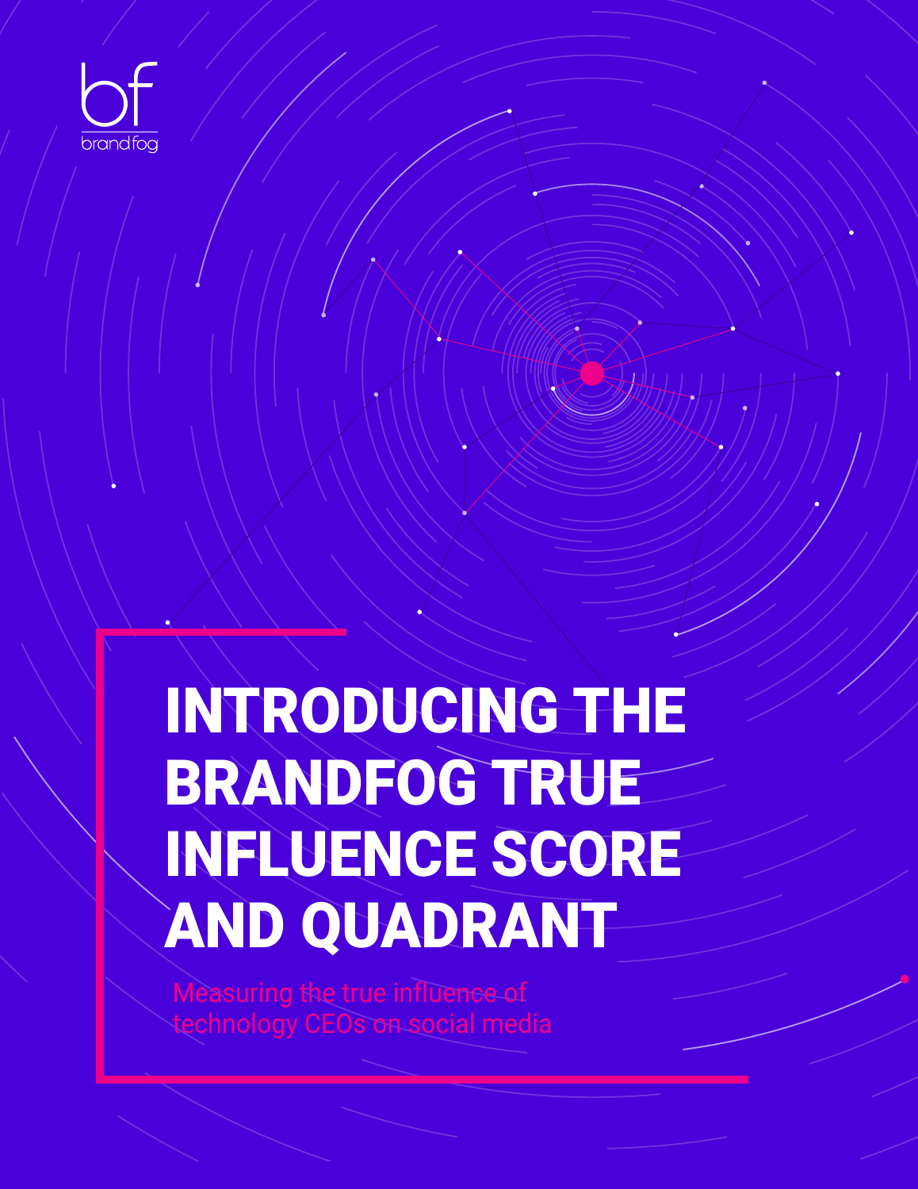bf

brandfog

# INTRODUCING THE BRANDFOG TRUE INFLUENCE SCORE AND QUADRANT

Measuring the true influence of technology CEOs on social media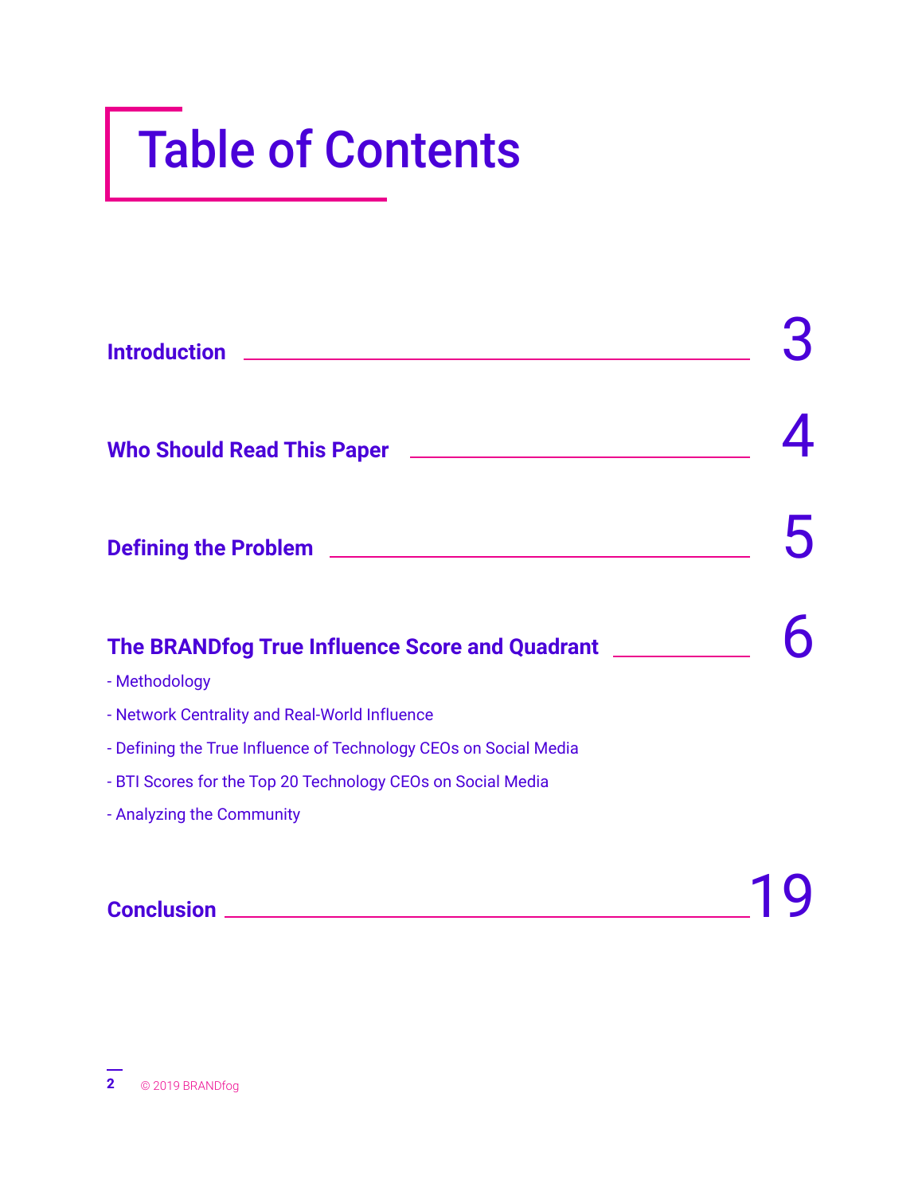# Table of Contents

**Introduction** 3

**Who Should Read This Paper** 4

**Defining the Problem** 5

**The BRANDfog True Influence Score and Quadrant** 6

- Methodology
- Network Centrality and Real-World Influence
- Defining the True Influence of Technology CEOs on Social Media
- BTI Scores for the Top 20 Technology CEOs on Social Media
- Analyzing the Community

**Conclusion** 19

© 2019 BRANDfog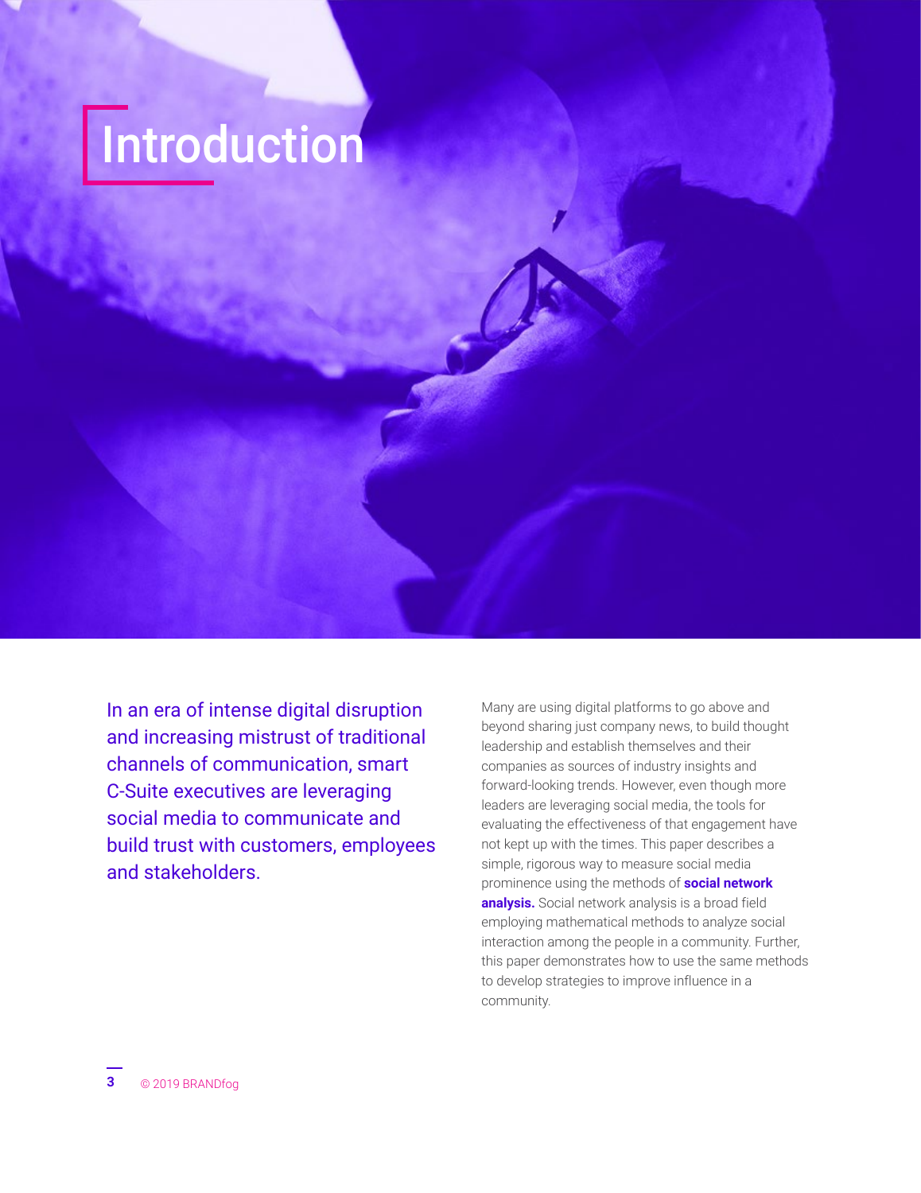# Introduction

In an era of intense digital disruption and increasing mistrust of traditional channels of communication, smart C-Suite executives are leveraging social media to communicate and build trust with customers, employees and stakeholders.

Many are using digital platforms to go above and beyond sharing just company news, to build thought leadership and establish themselves and their companies as sources of industry insights and forward-looking trends. However, even though more leaders are leveraging social media, the tools for evaluating the effectiveness of that engagement have not kept up with the times. This paper describes a simple, rigorous way to measure social media prominence using the methods of **social network analysis.** Social network analysis is a broad field employing mathematical methods to analyze social interaction among the people in a community. Further, this paper demonstrates how to use the same methods to develop strategies to improve influence in a community.

© 2019 BRANDfog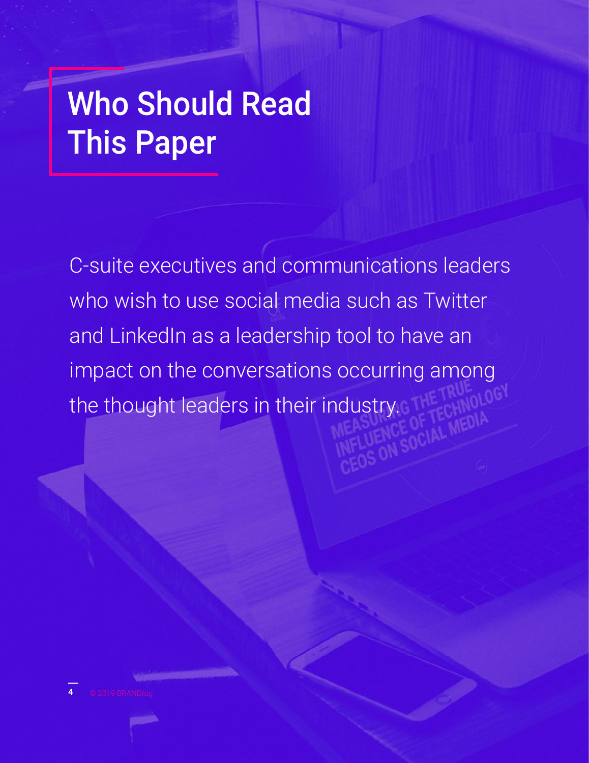# Who Should Read This Paper

C-suite executives and communications leaders who wish to use social media such as Twitter and LinkedIn as a leadership tool to have an impact on the conversations occurring among the thought leaders in their industry.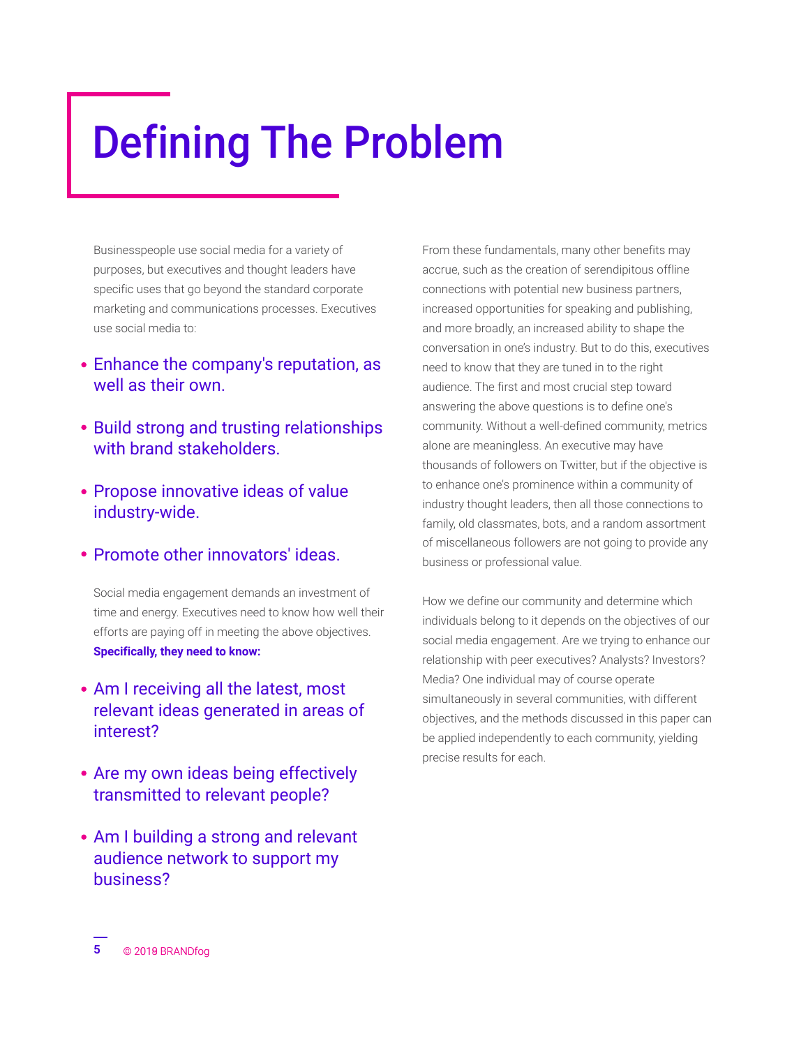# Defining The Problem

Businesspeople use social media for a variety of purposes, but executives and thought leaders have specific uses that go beyond the standard corporate marketing and communications processes. Executives use social media to:

- Enhance the company's reputation, as well as their own.
- Build strong and trusting relationships with brand stakeholders.
- Propose innovative ideas of value industry-wide.
- Promote other innovators' ideas.

Social media engagement demands an investment of time and energy. Executives need to know how well their efforts are paying off in meeting the above objectives. **Specifically, they need to know:**

- Am I receiving all the latest, most relevant ideas generated in areas of interest?
- Are my own ideas being effectively transmitted to relevant people?
- Am I building a strong and relevant audience network to support my business?

From these fundamentals, many other benefits may accrue, such as the creation of serendipitous offline connections with potential new business partners, increased opportunities for speaking and publishing, and more broadly, an increased ability to shape the conversation in one's industry. But to do this, executives need to know that they are tuned in to the right audience. The first and most crucial step toward answering the above questions is to define one's community. Without a well-defined community, metrics alone are meaningless. An executive may have thousands of followers on Twitter, but if the objective is to enhance one's prominence within a community of industry thought leaders, then all those connections to family, old classmates, bots, and a random assortment of miscellaneous followers are not going to provide any business or professional value.

How we define our community and determine which individuals belong to it depends on the objectives of our social media engagement. Are we trying to enhance our relationship with peer executives? Analysts? Investors? Media? One individual may of course operate simultaneously in several communities, with different objectives, and the methods discussed in this paper can be applied independently to each community, yielding precise results for each.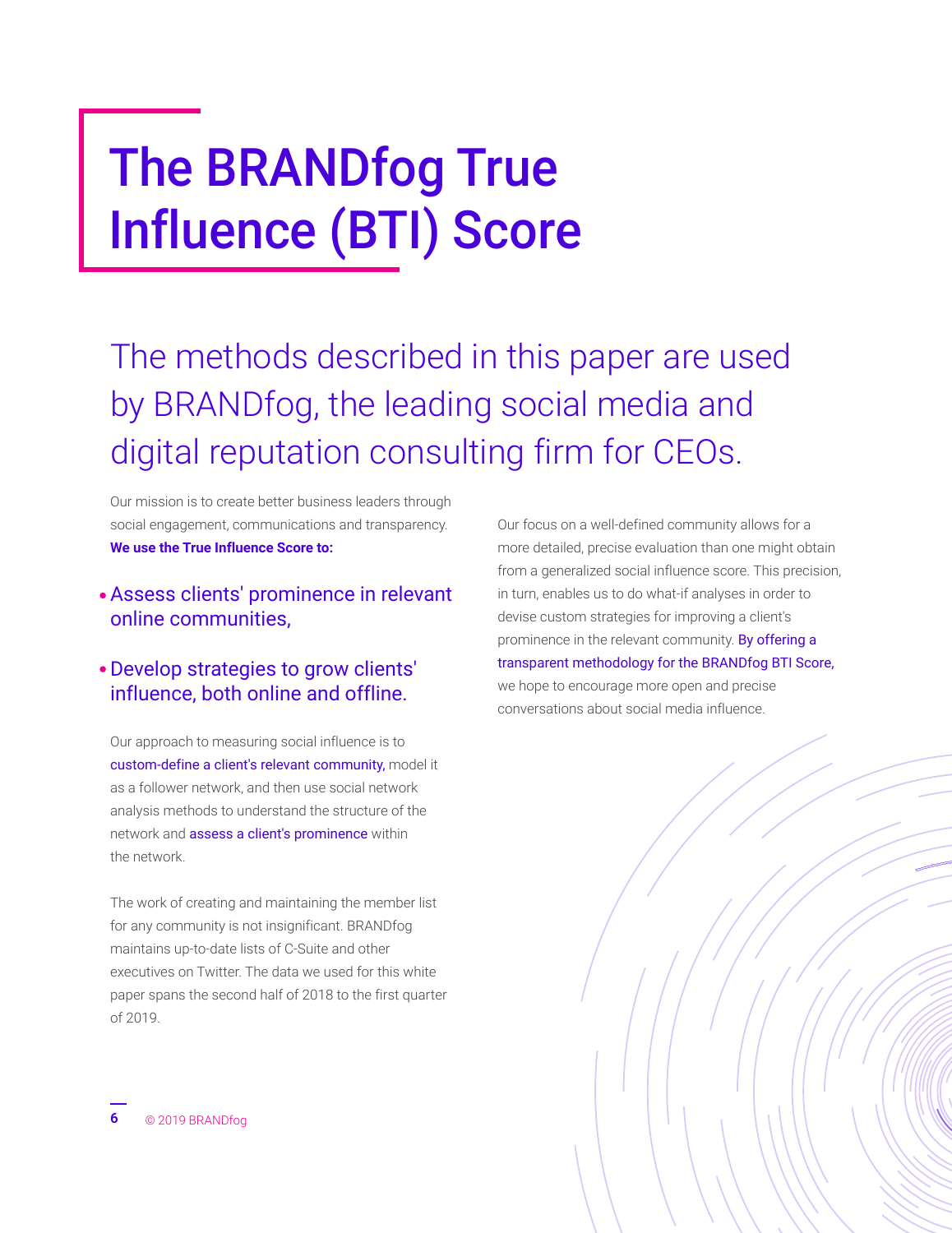# The BRANDfog True Influence (BTI) Score

## The methods described in this paper are used by BRANDfog, the leading social media and digital reputation consulting firm for CEOs.

Our mission is to create better business leaders through social engagement, communications and transparency. **We use the True Influence Score to:**

- Assess clients' prominence in relevant online communities,
- Develop strategies to grow clients' influence, both online and offline.

Our approach to measuring social influence is to custom-define a client's relevant community, model it as a follower network, and then use social network analysis methods to understand the structure of the network and assess a client's prominence within the network.

The work of creating and maintaining the member list for any community is not insignificant. BRANDfog maintains up-to-date lists of C-Suite and other executives on Twitter. The data we used for this white paper spans the second half of 2018 to the first quarter of 2019.

Our focus on a well-defined community allows for a more detailed, precise evaluation than one might obtain from a generalized social influence score. This precision, in turn, enables us to do what-if analyses in order to devise custom strategies for improving a client's prominence in the relevant community. By offering a transparent methodology for the BRANDfog BTI Score, we hope to encourage more open and precise conversations about social media influence.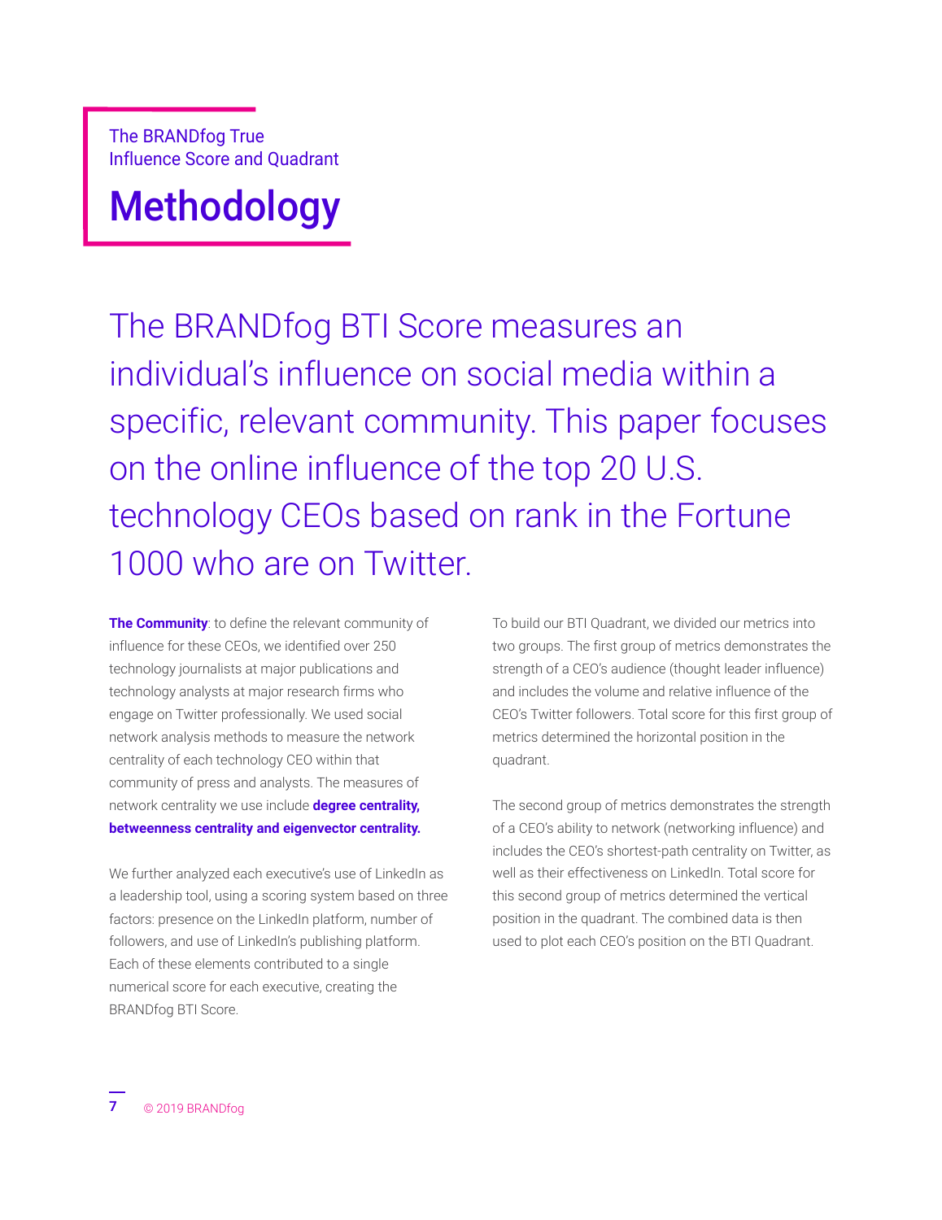The BRANDfog True Influence Score and Quadrant

# Methodology

## The BRANDfog BTI Score measures an individual's influence on social media within a specific, relevant community. This paper focuses on the online influence of the top 20 U.S. technology CEOs based on rank in the Fortune 1000 who are on Twitter.

**The Community**: to define the relevant community of influence for these CEOs, we identified over 250 technology journalists at major publications and technology analysts at major research firms who engage on Twitter professionally. We used social network analysis methods to measure the network centrality of each technology CEO within that community of press and analysts. The measures of network centrality we use include **degree centrality, betweenness centrality and eigenvector centrality.**

We further analyzed each executive's use of LinkedIn as a leadership tool, using a scoring system based on three factors: presence on the LinkedIn platform, number of followers, and use of LinkedIn's publishing platform. Each of these elements contributed to a single numerical score for each executive, creating the BRANDfog BTI Score.

To build our BTI Quadrant, we divided our metrics into two groups. The first group of metrics demonstrates the strength of a CEO's audience (thought leader influence) and includes the volume and relative influence of the CEO's Twitter followers. Total score for this first group of metrics determined the horizontal position in the quadrant.

The second group of metrics demonstrates the strength of a CEO's ability to network (networking influence) and includes the CEO's shortest-path centrality on Twitter, as well as their effectiveness on LinkedIn. Total score for this second group of metrics determined the vertical position in the quadrant. The combined data is then used to plot each CEO's position on the BTI Quadrant.

© 2019 BRANDfog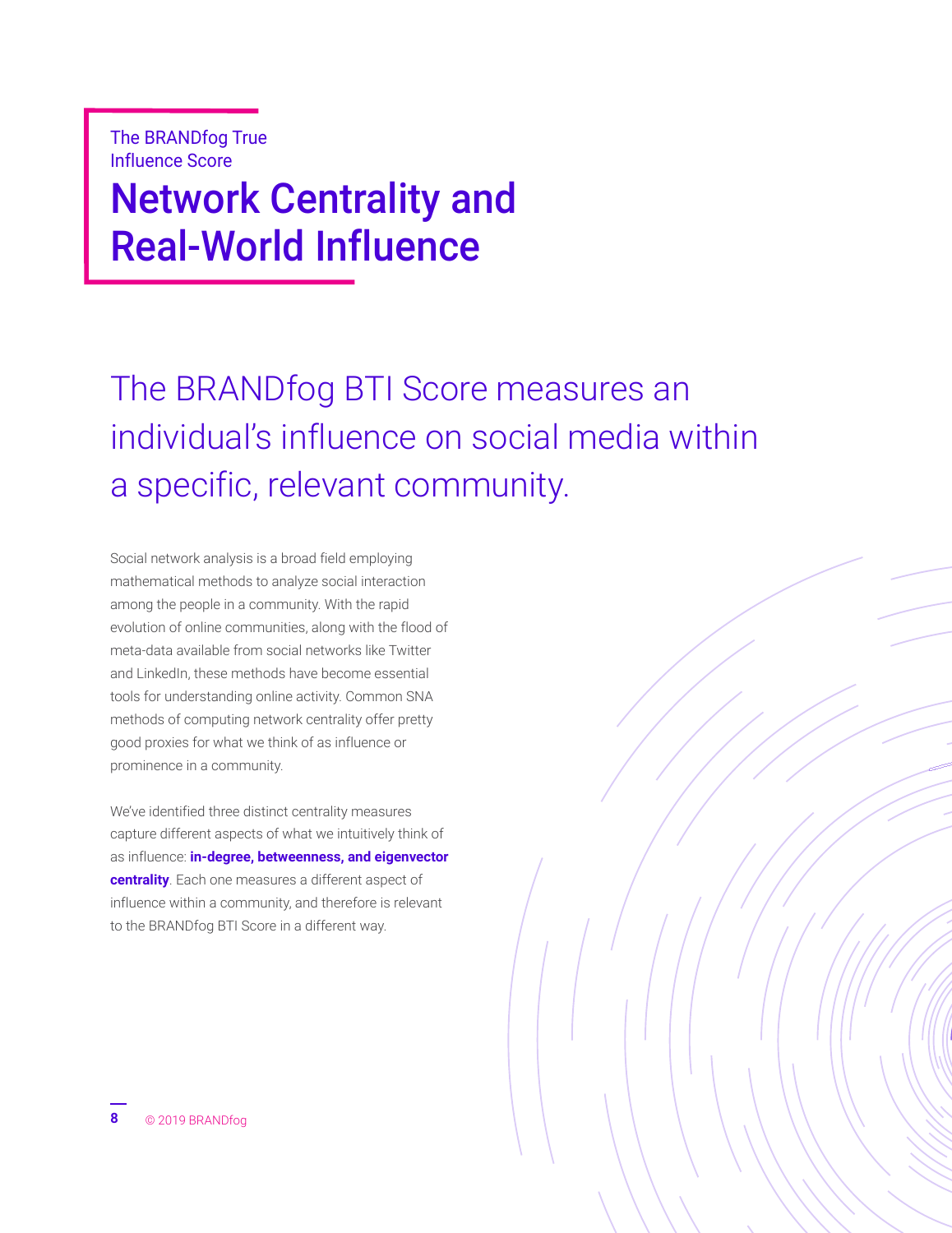The BRANDfog True Influence Score

# Network Centrality and Real-World Influence

## The BRANDfog BTI Score measures an individual's influence on social media within a specific, relevant community.

Social network analysis is a broad field employing mathematical methods to analyze social interaction among the people in a community. With the rapid evolution of online communities, along with the flood of meta-data available from social networks like Twitter and LinkedIn, these methods have become essential tools for understanding online activity. Common SNA methods of computing network centrality offer pretty good proxies for what we think of as influence or prominence in a community.

We've identified three distinct centrality measures capture different aspects of what we intuitively think of as influence: **in-degree, betweenness, and eigenvector centrality**. Each one measures a different aspect of influence within a community, and therefore is relevant to the BRANDfog BTI Score in a different way.

© 2019 BRANDfog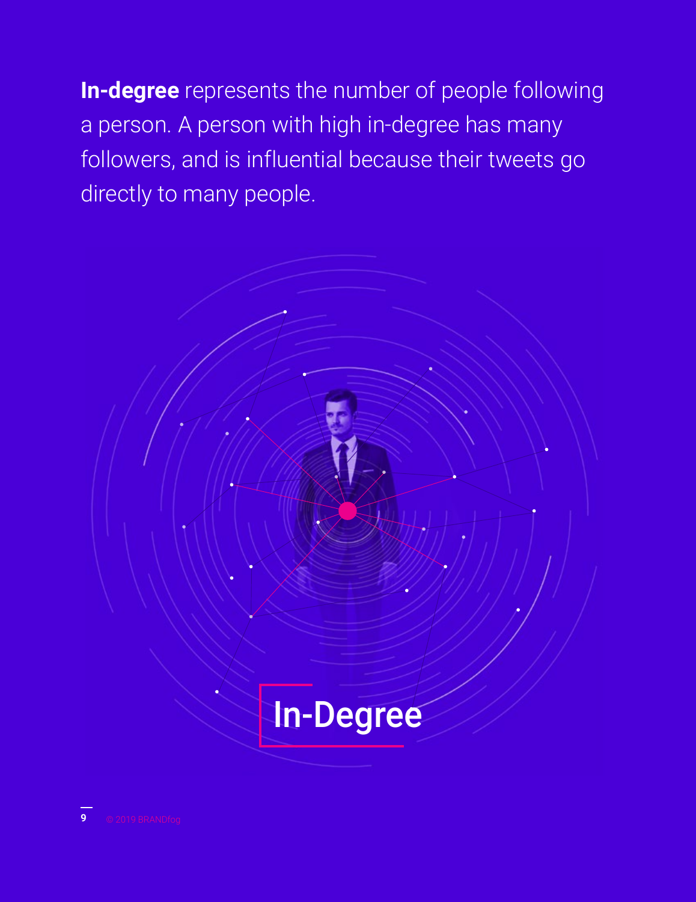**In-degree** represents the number of people following a person. A person with high in-degree has many followers, and is influential because their tweets go directly to many people.

In-Degree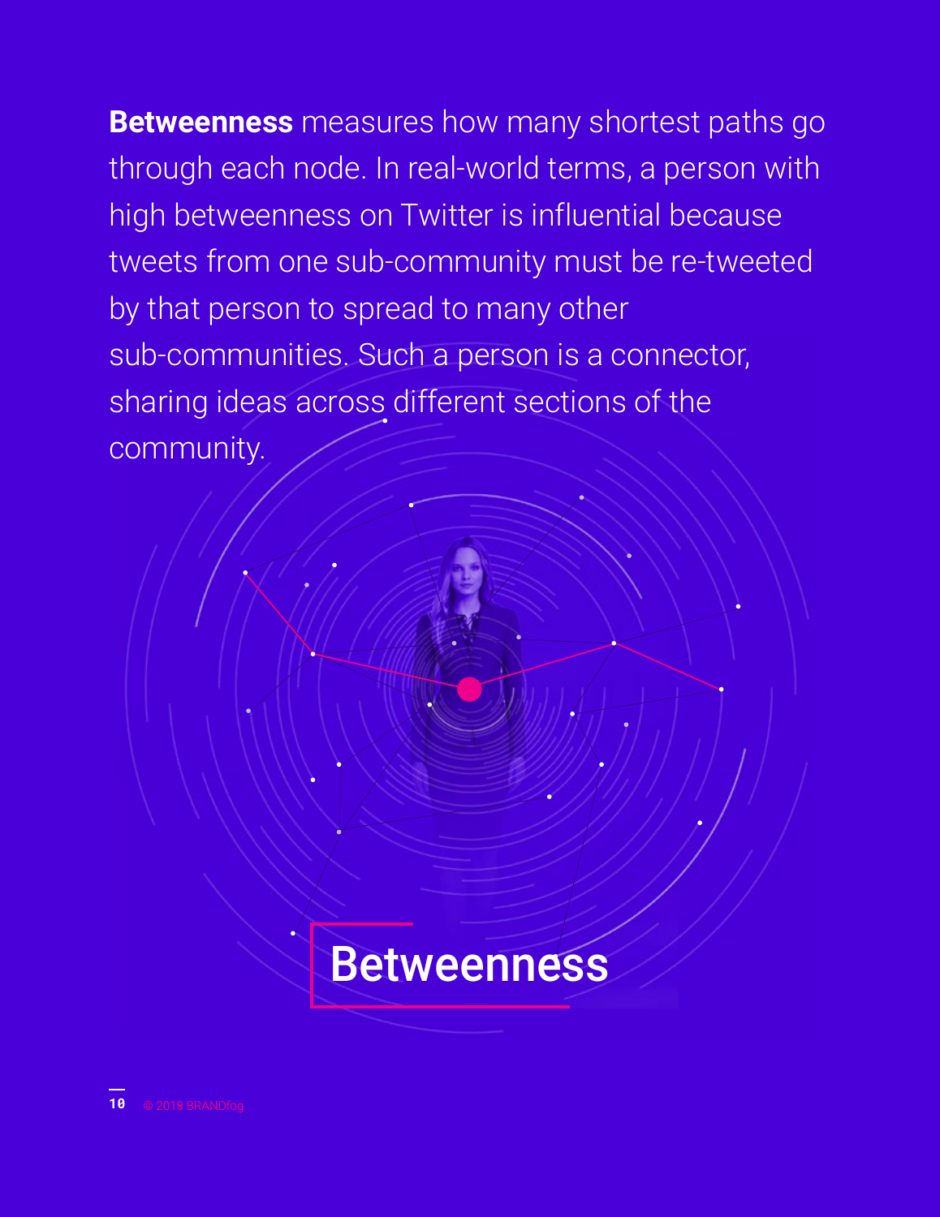**Betweenness** measures how many shortest paths go through each node. In real-world terms, a person with high betweenness on Twitter is influential because tweets from one sub-community must be re-tweeted by that person to spread to many other sub-communities. Such a person is a connector, sharing ideas across different sections of the community.

## Betweenness

© 2019 BRANDfog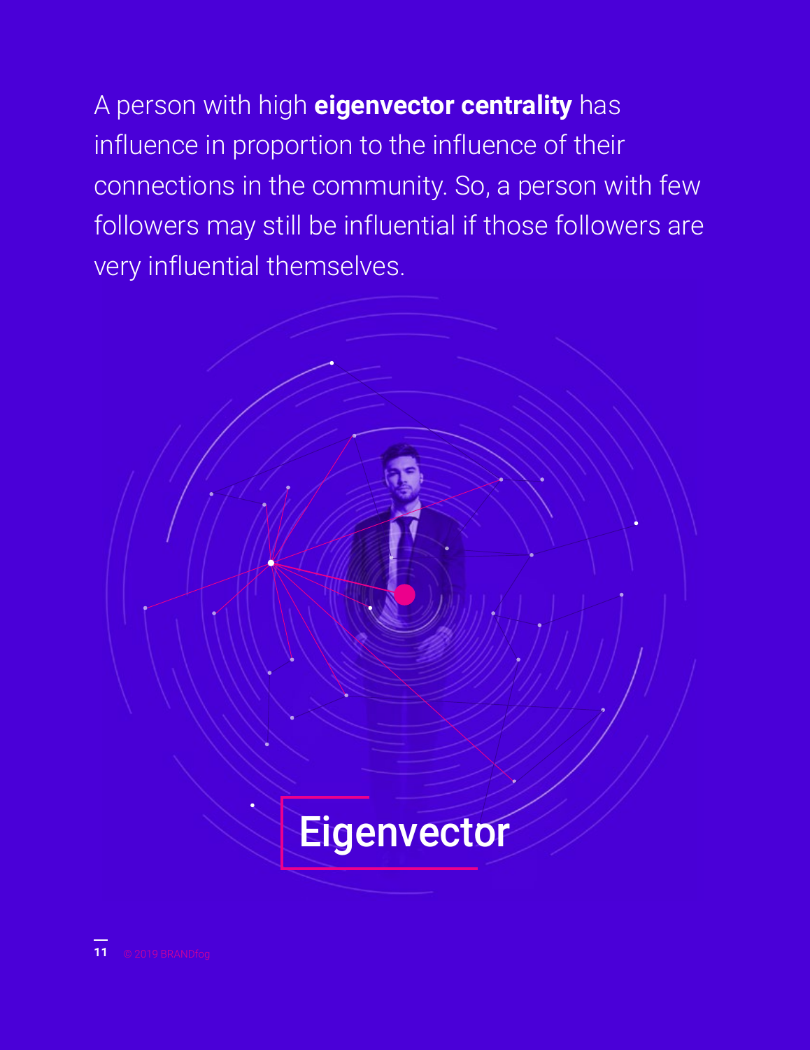A person with high **eigenvector centrality** has influence in proportion to the influence of their connections in the community. So, a person with few followers may still be influential if those followers are very influential themselves.

## Eigenvector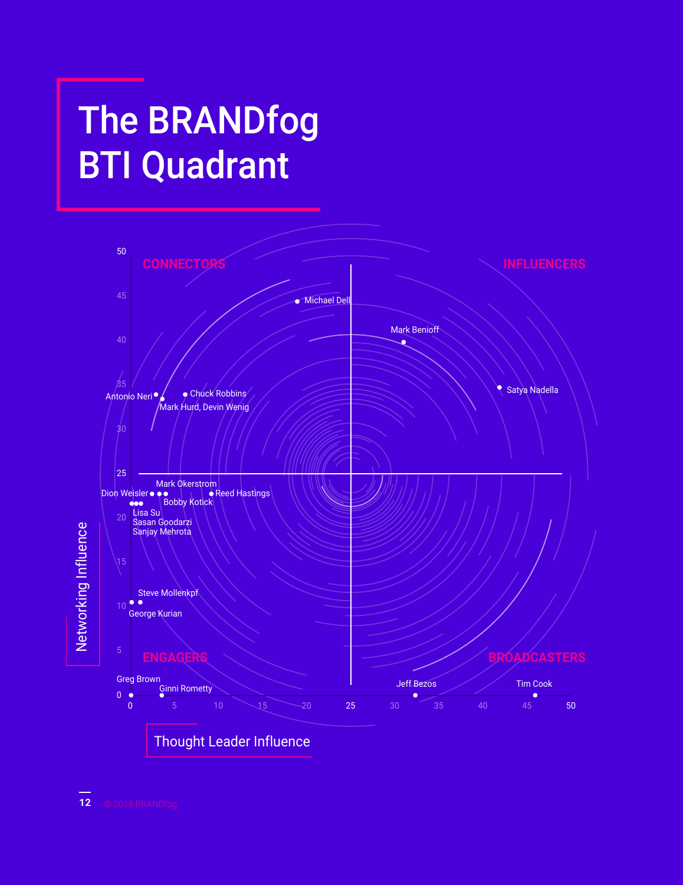# The BRANDfog BTI Quadrant

CONNECTORS

INFLUENCERS

ENGAGERS

BROADCASTERS

Michael Dell

Mark Benioff

Satya Nadella

Antonio Neri

Chuck Robbins

Mark Hurd, Devin Wenig

Mark Okerstrom

Dion Weisler

Reed Hastings

Bobby Kotick

Lisa Su

Sasan Goodarzi

Sanjay Mehrota

Steve Mollenkpf

George Kurian

Greg Brown

Ginni Rometty

Jeff Bezos

Tim Cook

Networking Influence

Thought Leader Influence

© 2019 BRANDfog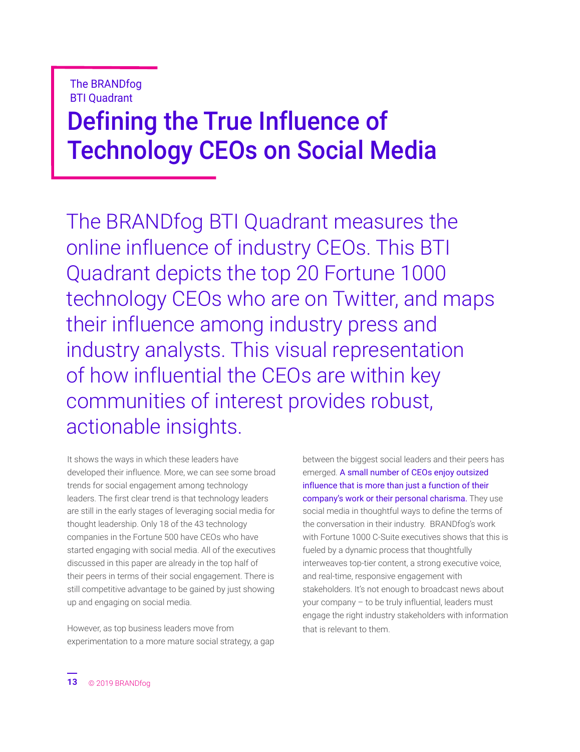The BRANDfog BTI Quadrant

# Defining the True Influence of Technology CEOs on Social Media

The BRANDfog BTI Quadrant measures the online influence of industry CEOs. This BTI Quadrant depicts the top 20 Fortune 1000 technology CEOs who are on Twitter, and maps their influence among industry press and industry analysts. This visual representation of how influential the CEOs are within key communities of interest provides robust, actionable insights.

It shows the ways in which these leaders have developed their influence. More, we can see some broad trends for social engagement among technology leaders. The first clear trend is that technology leaders are still in the early stages of leveraging social media for thought leadership. Only 18 of the 43 technology companies in the Fortune 500 have CEOs who have started engaging with social media. All of the executives discussed in this paper are already in the top half of their peers in terms of their social engagement. There is still competitive advantage to be gained by just showing up and engaging on social media.

However, as top business leaders move from experimentation to a more mature social strategy, a gap between the biggest social leaders and their peers has emerged. A small number of CEOs enjoy outsized influence that is more than just a function of their company's work or their personal charisma. They use social media in thoughtful ways to define the terms of the conversation in their industry. BRANDfog's work with Fortune 1000 C-Suite executives shows that this is fueled by a dynamic process that thoughtfully interweaves top-tier content, a strong executive voice, and real-time, responsive engagement with stakeholders. It's not enough to broadcast news about your company – to be truly influential, leaders must engage the right industry stakeholders with information that is relevant to them.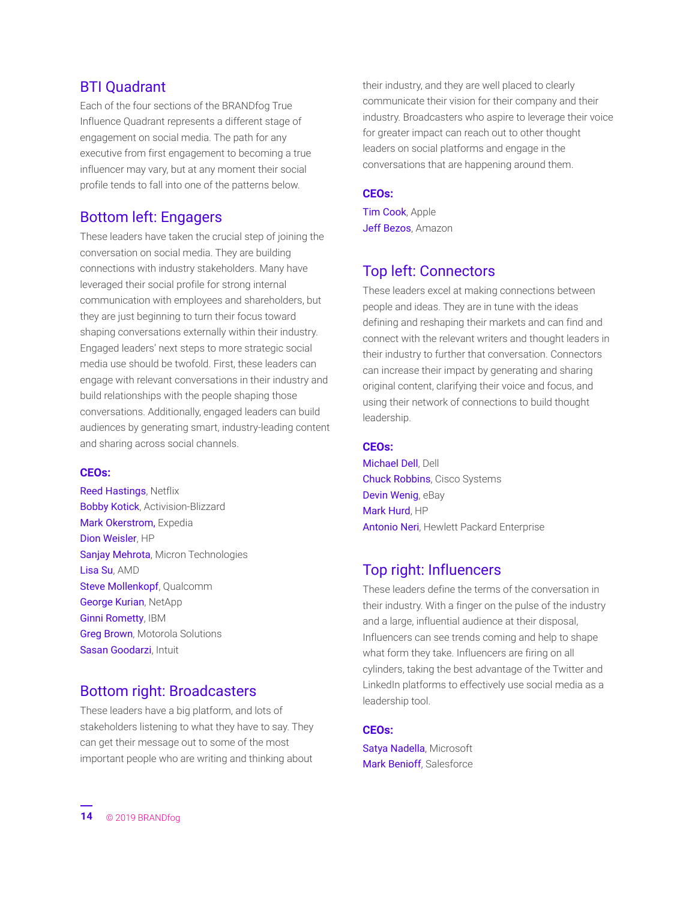## BTI Quadrant

Each of the four sections of the BRANDfog True Influence Quadrant represents a different stage of engagement on social media. The path for any executive from first engagement to becoming a true influencer may vary, but at any moment their social profile tends to fall into one of the patterns below.

## Bottom left: Engagers

These leaders have taken the crucial step of joining the conversation on social media. They are building connections with industry stakeholders. Many have leveraged their social profile for strong internal communication with employees and shareholders, but they are just beginning to turn their focus toward shaping conversations externally within their industry. Engaged leaders' next steps to more strategic social media use should be twofold. First, these leaders can engage with relevant conversations in their industry and build relationships with the people shaping those conversations. Additionally, engaged leaders can build audiences by generating smart, industry-leading content and sharing across social channels.

**CEOs:**

Reed Hastings, Netflix
Bobby Kotick, Activision-Blizzard
Mark Okerstrom, Expedia
Dion Weisler, HP
Sanjay Mehrotra, Micron Technologies
Lisa Su, AMD
Steve Mollenkopf, Qualcomm
George Kurian, NetApp
Ginni Rometty, IBM
Greg Brown, Motorola Solutions
Sasan Goodarzi, Intuit

## Bottom right: Broadcasters

These leaders have a big platform, and lots of stakeholders listening to what they have to say. They can get their message out to some of the most important people who are writing and thinking about their industry, and they are well placed to clearly communicate their vision for their company and their industry. Broadcasters who aspire to leverage their voice for greater impact can reach out to other thought leaders on social platforms and engage in the conversations that are happening around them.

**CEOs:**

Tim Cook, Apple
Jeff Bezos, Amazon

## Top left: Connectors

These leaders excel at making connections between people and ideas. They are in tune with the ideas defining and reshaping their markets and can find and connect with the relevant writers and thought leaders in their industry to further that conversation. Connectors can increase their impact by generating and sharing original content, clarifying their voice and focus, and using their network of connections to build thought leadership.

**CEOs:**

Michael Dell, Dell
Chuck Robbins, Cisco Systems
Devin Wenig, eBay
Mark Hurd, HP
Antonio Neri, Hewlett Packard Enterprise

## Top right: Influencers

These leaders define the terms of the conversation in their industry. With a finger on the pulse of the industry and a large, influential audience at their disposal, Influencers can see trends coming and help to shape what form they take. Influencers are firing on all cylinders, taking the best advantage of the Twitter and LinkedIn platforms to effectively use social media as a leadership tool.

**CEOs:**

Satya Nadella, Microsoft
Mark Benioff, Salesforce

© 2019 BRANDfog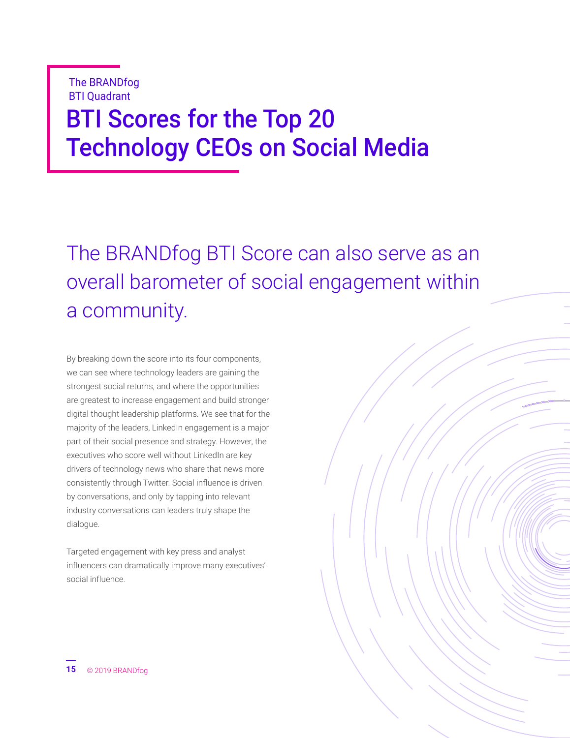The BRANDfog
BTI Quadrant

# BTI Scores for the Top 20 Technology CEOs on Social Media

## The BRANDfog BTI Score can also serve as an overall barometer of social engagement within a community.

By breaking down the score into its four components, we can see where technology leaders are gaining the strongest social returns, and where the opportunities are greatest to increase engagement and build stronger digital thought leadership platforms. We see that for the majority of the leaders, LinkedIn engagement is a major part of their social presence and strategy. However, the executives who score well without LinkedIn are key drivers of technology news who share that news more consistently through Twitter. Social influence is driven by conversations, and only by tapping into relevant industry conversations can leaders truly shape the dialogue.

Targeted engagement with key press and analyst influencers can dramatically improve many executives' social influence.

© 2019 BRANDfog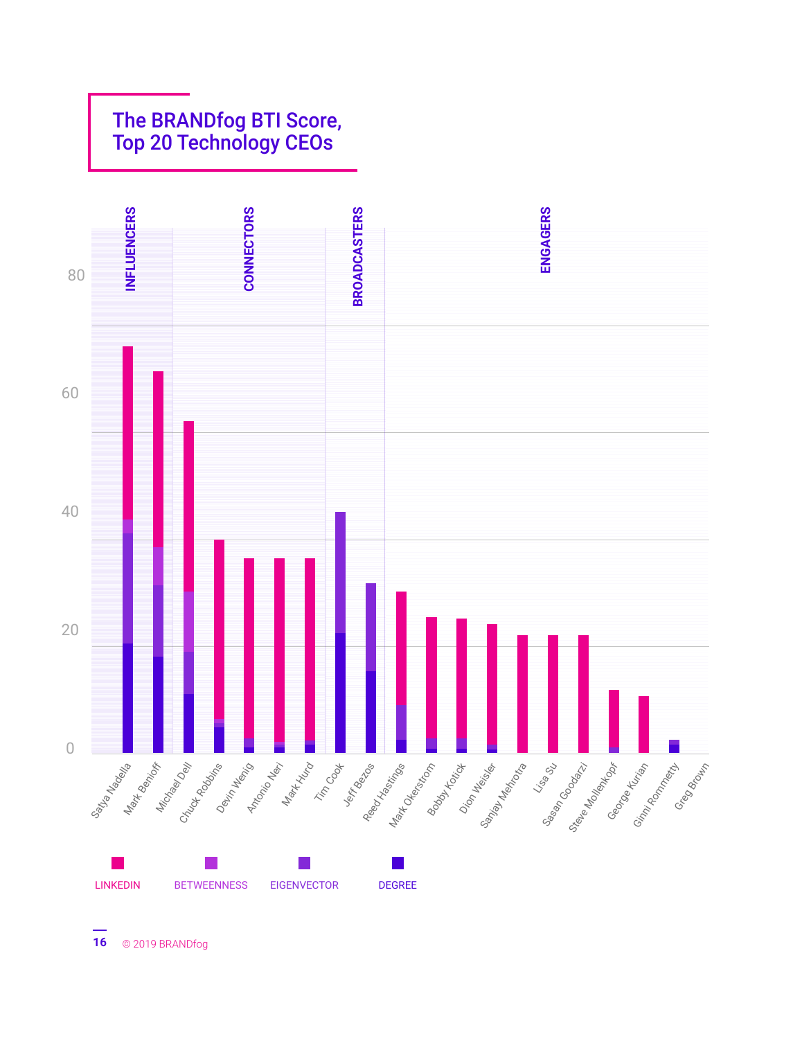# The BRANDfog BTI Score, Top 20 Technology CEOs

INFLUENCERS

CONNECTORS

BROADCASTERS

ENGAGERS

80

60

40

20

0

Satya Nadella

Mark Benioff

Michael Dell

Chuck Robbins

Devin Wenig

Antonio Neri

Mark Hurd

Tim Cook

Jeff Bezos

Reed Hastings

Mark Okerstrom

Bobby Kotick

Dion Weisler

Sanjay Mehrotra

Lisa Su

Sasan Goodarzi

Steve Mollenkopf

George Kurian

Ginni Rometty

Greg Brown

LINKEDIN

BETWEENNESS

EIGENVECTOR

DEGREE

© 2019 BRANDfog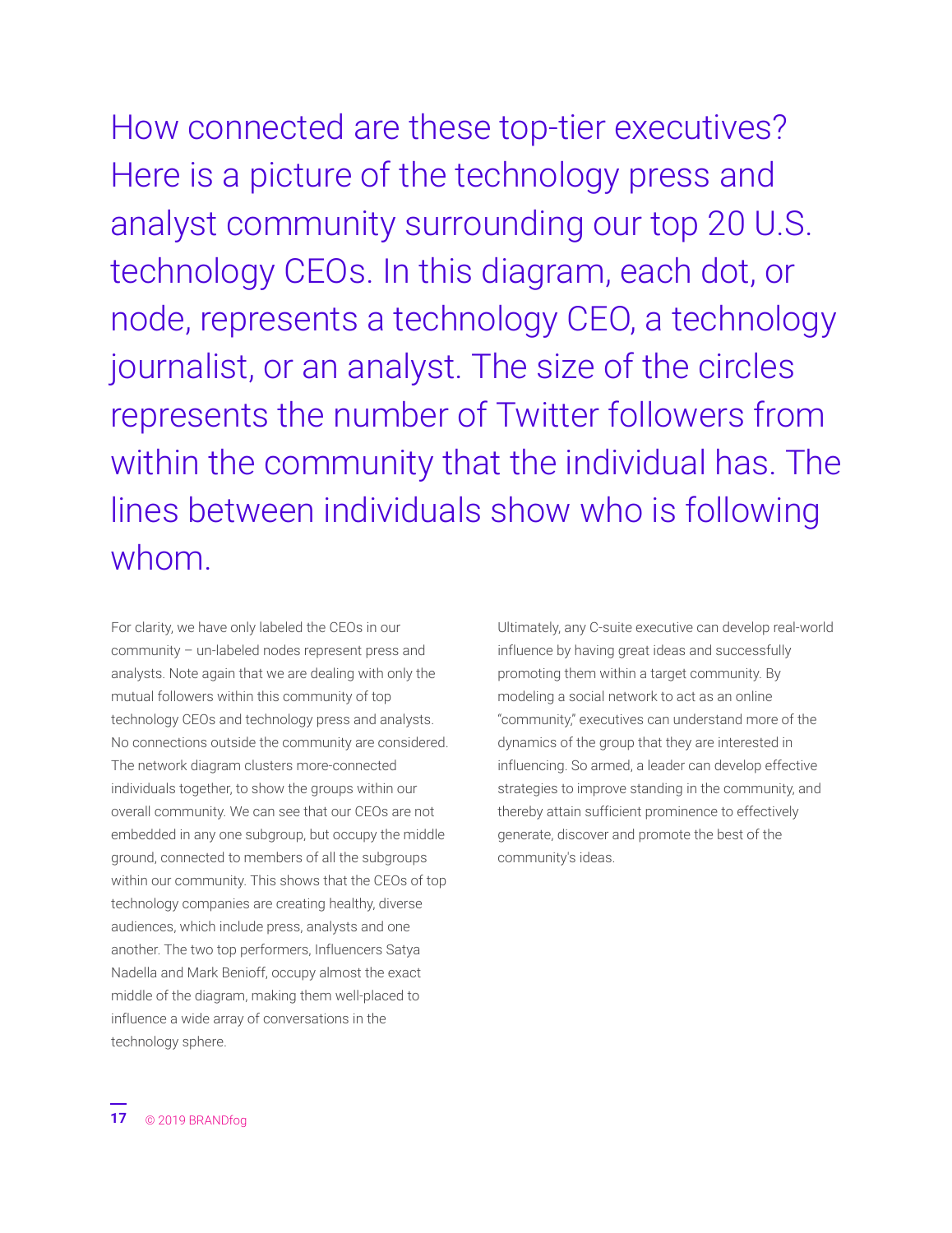# How connected are these top-tier executives? Here is a picture of the technology press and analyst community surrounding our top 20 U.S. technology CEOs. In this diagram, each dot, or node, represents a technology CEO, a technology journalist, or an analyst. The size of the circles represents the number of Twitter followers from within the community that the individual has. The lines between individuals show who is following whom.

For clarity, we have only labeled the CEOs in our community – un-labeled nodes represent press and analysts. Note again that we are dealing with only the mutual followers within this community of top technology CEOs and technology press and analysts. No connections outside the community are considered. The network diagram clusters more-connected individuals together, to show the groups within our overall community. We can see that our CEOs are not embedded in any one subgroup, but occupy the middle ground, connected to members of all the subgroups within our community. This shows that the CEOs of top technology companies are creating healthy, diverse audiences, which include press, analysts and one another. The two top performers, Influencers Satya Nadella and Mark Benioff, occupy almost the exact middle of the diagram, making them well-placed to influence a wide array of conversations in the technology sphere.

Ultimately, any C-suite executive can develop real-world influence by having great ideas and successfully promoting them within a target community. By modeling a social network to act as an online "community," executives can understand more of the dynamics of the group that they are interested in influencing. So armed, a leader can develop effective strategies to improve standing in the community, and thereby attain sufficient prominence to effectively generate, discover and promote the best of the community's ideas.

© 2019 BRANDfog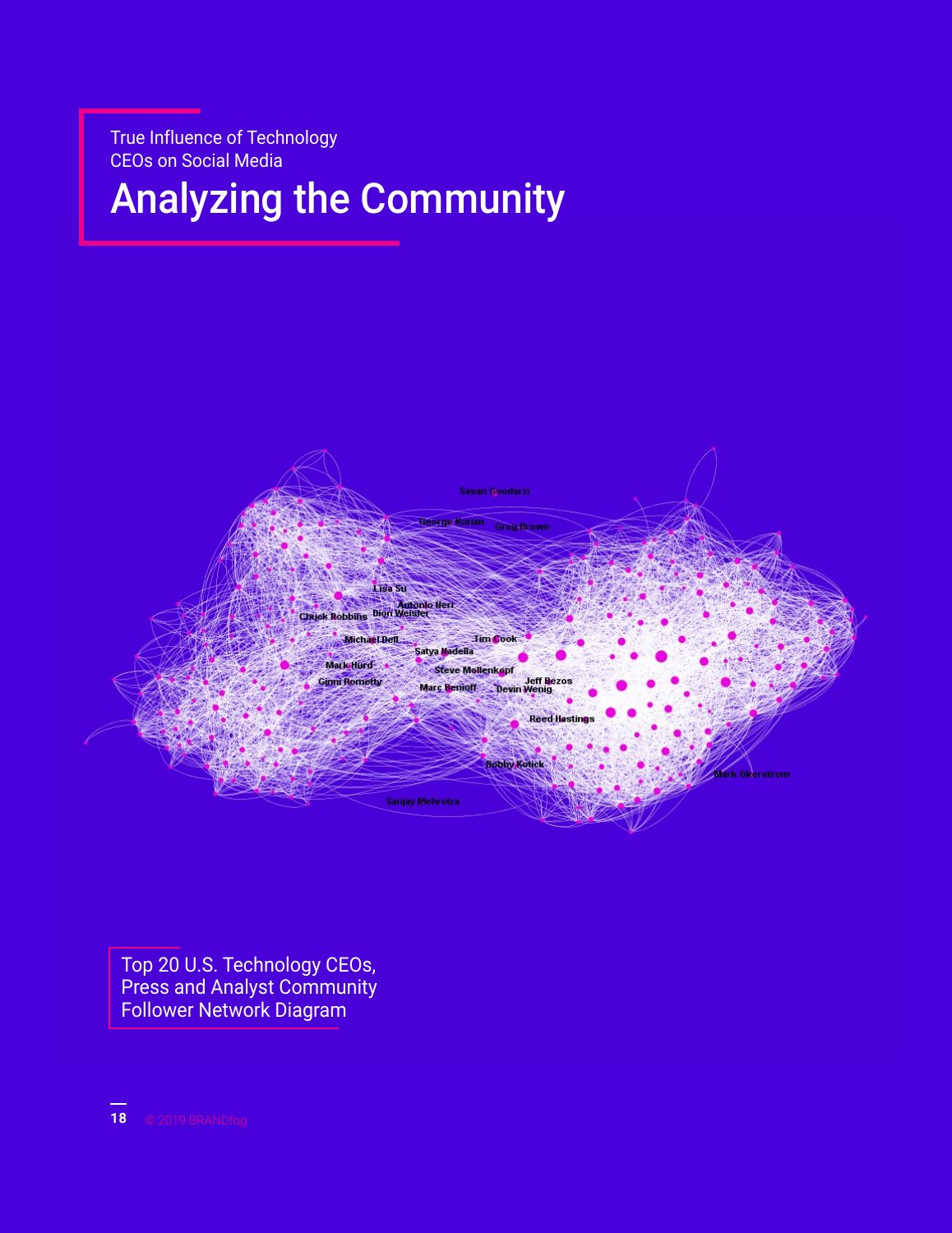True Influence of Technology CEOs on Social Media

# Analyzing the Community

Sasan Goodarzi
George Kurian
Greg Brown
Lisa Su
Antonio Neri
Chuck Robbins
Dion Weisler
Michael Dell
Tim Cook
Satya Nadella
Mark Hurd
Steve Mollenkopf
Ginni Rometty
Jeff Bezos
Marc Benioff
Devin Wenig
Reed Hastings
Bobby Kotick
Mark Okerstrom
Sanjay Mehrotra

Top 20 U.S. Technology CEOs, Press and Analyst Community Follower Network Diagram

© 2019 BRANDfog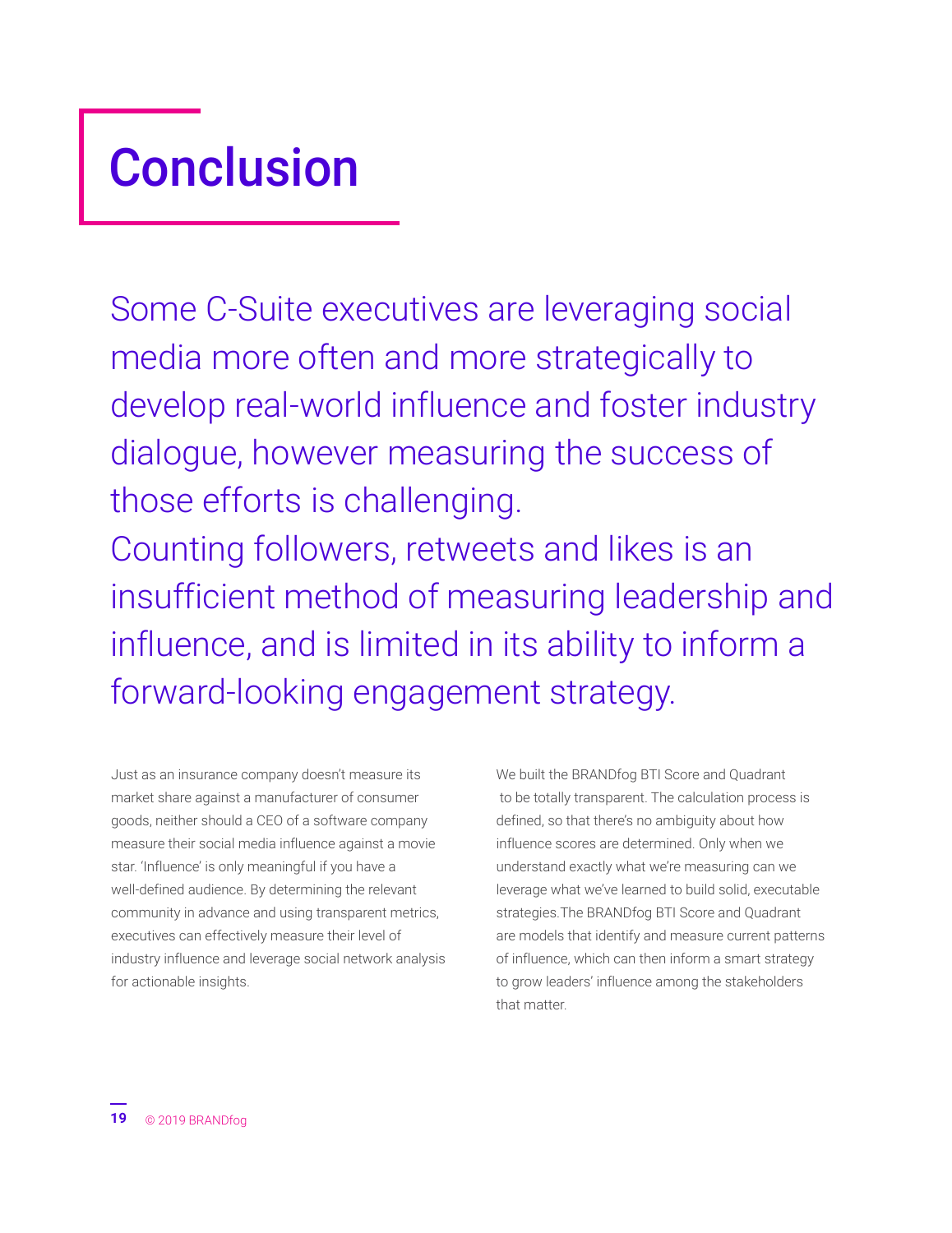# Conclusion

Some C-Suite executives are leveraging social media more often and more strategically to develop real-world influence and foster industry dialogue, however measuring the success of those efforts is challenging.
Counting followers, retweets and likes is an insufficient method of measuring leadership and influence, and is limited in its ability to inform a forward-looking engagement strategy.

Just as an insurance company doesn't measure its market share against a manufacturer of consumer goods, neither should a CEO of a software company measure their social media influence against a movie star. 'Influence' is only meaningful if you have a well-defined audience. By determining the relevant community in advance and using transparent metrics, executives can effectively measure their level of industry influence and leverage social network analysis for actionable insights.

We built the BRANDfog BTI Score and Quadrant to be totally transparent. The calculation process is defined, so that there's no ambiguity about how influence scores are determined. Only when we understand exactly what we're measuring can we leverage what we've learned to build solid, executable strategies.The BRANDfog BTI Score and Quadrant are models that identify and measure current patterns of influence, which can then inform a smart strategy to grow leaders' influence among the stakeholders that matter.

© 2019 BRANDfog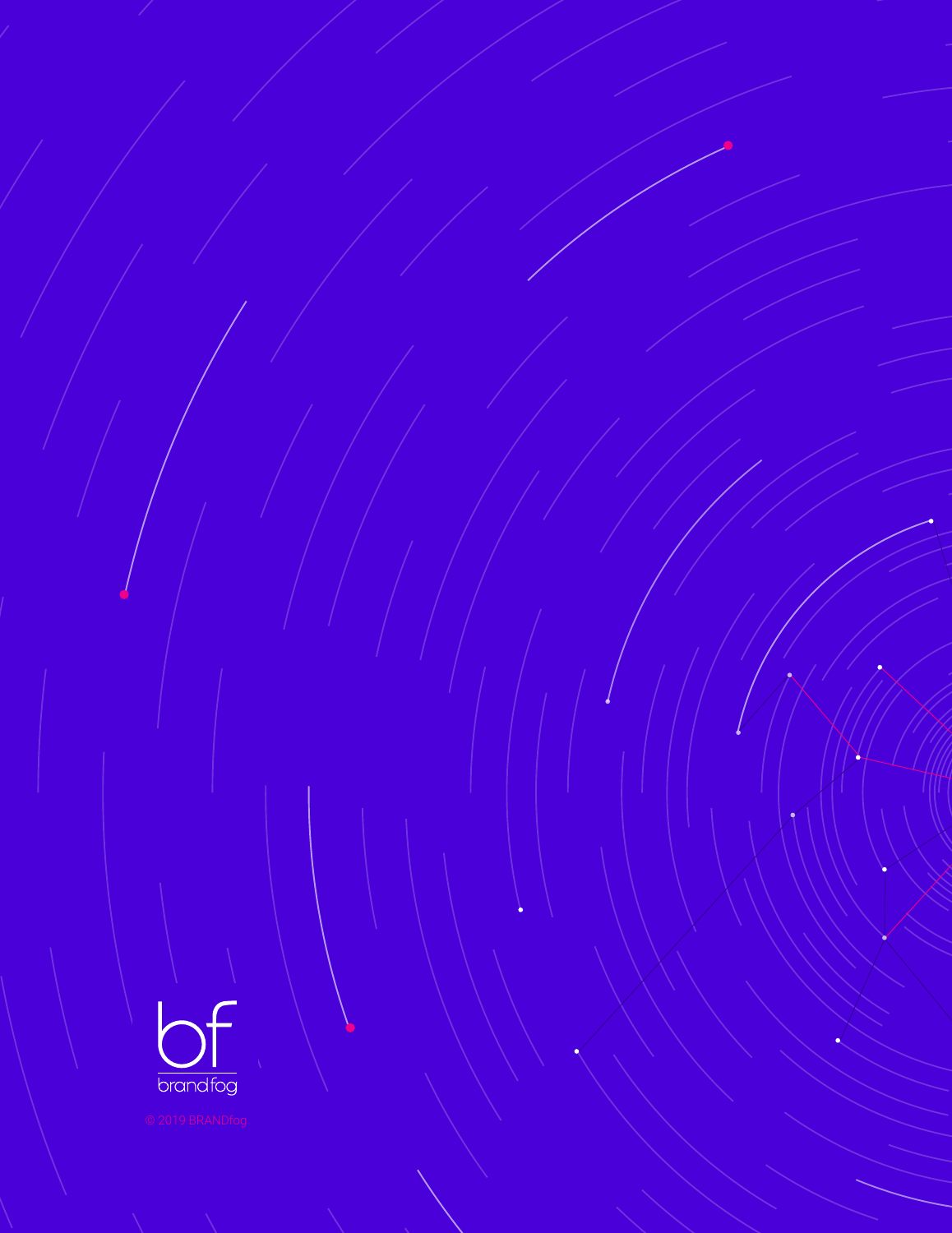bf

brandfog

© 2019 BRANDfog